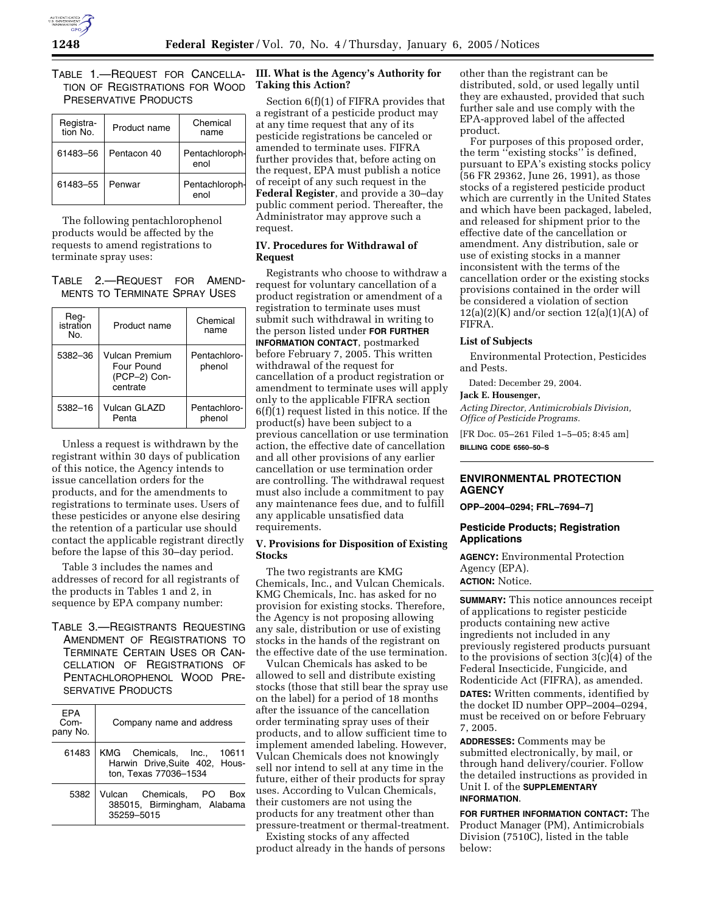TABLE 1.—REQUEST FOR CANCELLATION OF REGISTRATIONS FOR WOOD PRESERVATIVE PRODUCTS

| Registration No. | Product name | Chemical name |
|---|---|---|
| 61483–56 | Pentacon 40 | Pentachlorophenol |
| 61483–55 | Penwar | Pentachlorophenol |

The following pentachlorophenol products would be affected by the requests to amend registrations to terminate spray uses:

TABLE 2.—REQUEST FOR AMENDMENTS TO TERMINATE SPRAY USES

| Registration No. | Product name | Chemical name |
|---|---|---|
| 5382–36 | Vulcan Premium Four Pound (PCP–2) Concentrate | Pentachlorophenol |
| 5382–16 | Vulcan GLAZD Penta | Pentachlorophenol |

Unless a request is withdrawn by the registrant within 30 days of publication of this notice, the Agency intends to issue cancellation orders for the products, and for the amendments to registrations to terminate uses. Users of these pesticides or anyone else desiring the retention of a particular use should contact the applicable registrant directly before the lapse of this 30–day period.

Table 3 includes the names and addresses of record for all registrants of the products in Tables 1 and 2, in sequence by EPA company number:

TABLE 3.—REGISTRANTS REQUESTING AMENDMENT OF REGISTRATIONS TO TERMINATE CERTAIN USES OR CANCELLATION OF REGISTRATIONS OF PENTACHLOROPHENOL WOOD PRESERVATIVE PRODUCTS

| EPA Company No. | Company name and address |
|---|---|
| 61483 | KMG Chemicals, Inc., 10611 Harwin Drive,Suite 402, Houston, Texas 77036–1534 |
| 5382 | Vulcan Chemicals, PO Box 385015, Birmingham, Alabama 35259–5015 |

## III. What is the Agency's Authority for Taking this Action?

Section 6(f)(1) of FIFRA provides that a registrant of a pesticide product may at any time request that any of its pesticide registrations be canceled or amended to terminate uses. FIFRA further provides that, before acting on the request, EPA must publish a notice of receipt of any such request in the **Federal Register**, and provide a 30–day public comment period. Thereafter, the Administrator may approve such a request.

## IV. Procedures for Withdrawal of Request

Registrants who choose to withdraw a request for voluntary cancellation of a product registration or amendment of a registration to terminate uses must submit such withdrawal in writing to the person listed under **FOR FURTHER INFORMATION CONTACT**, postmarked before February 7, 2005. This written withdrawal of the request for cancellation of a product registration or amendment to terminate uses will apply only to the applicable FIFRA section 6(f)(1) request listed in this notice. If the product(s) have been subject to a previous cancellation or use termination action, the effective date of cancellation and all other provisions of any earlier cancellation or use termination order are controlling. The withdrawal request must also include a commitment to pay any maintenance fees due, and to fulfill any applicable unsatisfied data requirements.

## V. Provisions for Disposition of Existing Stocks

The two registrants are KMG Chemicals, Inc., and Vulcan Chemicals. KMG Chemicals, Inc. has asked for no provision for existing stocks. Therefore, the Agency is not proposing allowing any sale, distribution or use of existing stocks in the hands of the registrant on the effective date of the use termination.

Vulcan Chemicals has asked to be allowed to sell and distribute existing stocks (those that still bear the spray use on the label) for a period of 18 months after the issuance of the cancellation order terminating spray uses of their products, and to allow sufficient time to implement amended labeling. However, Vulcan Chemicals does not knowingly sell nor intend to sell at any time in the future, either of their products for spray uses. According to Vulcan Chemicals, their customers are not using the products for any treatment other than pressure-treatment or thermal-treatment.

Existing stocks of any affected product already in the hands of persons other than the registrant can be distributed, sold, or used legally until they are exhausted, provided that such further sale and use comply with the EPA-approved label of the affected product.

For purposes of this proposed order, the term ''existing stocks'' is defined, pursuant to EPA's existing stocks policy (56 FR 29362, June 26, 1991), as those stocks of a registered pesticide product which are currently in the United States and which have been packaged, labeled, and released for shipment prior to the effective date of the cancellation or amendment. Any distribution, sale or use of existing stocks in a manner inconsistent with the terms of the cancellation order or the existing stocks provisions contained in the order will be considered a violation of section 12(a)(2)(K) and/or section 12(a)(1)(A) of FIFRA.

### List of Subjects

Environmental Protection, Pesticides and Pests.

Dated: December 29, 2004.

**Jack E. Housenger,**

*Acting Director, Antimicrobials Division, Office of Pesticide Programs.*

[FR Doc. 05–261 Filed 1–5–05; 8:45 am]

**BILLING CODE 6560–50–S**

## ENVIRONMENTAL PROTECTION AGENCY

**OPP–2004–0294; FRL–7694–7]**

## Pesticide Products; Registration Applications

**AGENCY:** Environmental Protection Agency (EPA).

**ACTION:** Notice.

**SUMMARY:** This notice announces receipt of applications to register pesticide products containing new active ingredients not included in any previously registered products pursuant to the provisions of section 3(c)(4) of the Federal Insecticide, Fungicide, and Rodenticide Act (FIFRA), as amended.

**DATES:** Written comments, identified by the docket ID number OPP–2004–0294, must be received on or before February 7, 2005.

**ADDRESSES:** Comments may be submitted electronically, by mail, or through hand delivery/courier. Follow the detailed instructions as provided in Unit I. of the **SUPPLEMENTARY INFORMATION.**

**FOR FURTHER INFORMATION CONTACT:** The Product Manager (PM), Antimicrobials Division (7510C), listed in the table below: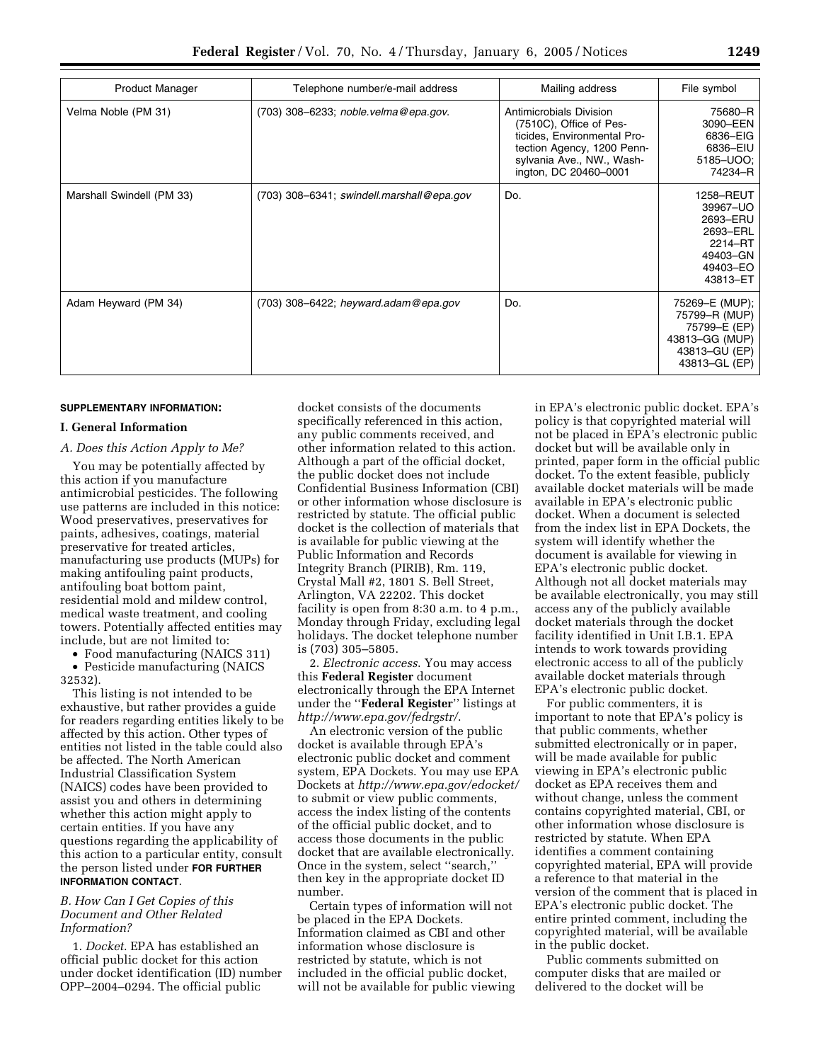| Product Manager | Telephone number/e-mail address | Mailing address | File symbol |
|---|---|---|---|
| Velma Noble (PM 31) | (703) 308–6233; *noble.velma@epa.gov*. | Antimicrobials Division (7510C), Office of Pesticides, Environmental Protection Agency, 1200 Pennsylvania Ave., NW., Washington, DC 20460–0001 | 75680–R 3090–EEN 6836–EIG 6836–EIU 5185–UOO; 74234–R |
| Marshall Swindell (PM 33) | (703) 308–6341; *swindell.marshall@epa.gov* | Do. | 1258–REUT 39967–UO 2693–ERU 2693–ERL 2214–RT 49403–GN 49403–EO 43813–ET |
| Adam Heyward (PM 34) | (703) 308–6422; *heyward.adam@epa.gov* | Do. | 75269–E (MUP); 75799–R (MUP) 75799–E (EP) 43813–GG (MUP) 43813–GU (EP) 43813–GL (EP) |

**SUPPLEMENTARY INFORMATION:**

## I. General Information

### *A. Does this Action Apply to Me?*

You may be potentially affected by this action if you manufacture antimicrobial pesticides. The following use patterns are included in this notice: Wood preservatives, preservatives for paints, adhesives, coatings, material preservative for treated articles, manufacturing use products (MUPs) for making antifouling paint products, antifouling boat bottom paint, residential mold and mildew control, medical waste treatment, and cooling towers. Potentially affected entities may include, but are not limited to:

- Food manufacturing (NAICS 311)
- Pesticide manufacturing (NAICS 32532).

This listing is not intended to be exhaustive, but rather provides a guide for readers regarding entities likely to be affected by this action. Other types of entities not listed in the table could also be affected. The North American Industrial Classification System (NAICS) codes have been provided to assist you and others in determining whether this action might apply to certain entities. If you have any questions regarding the applicability of this action to a particular entity, consult the person listed under **FOR FURTHER INFORMATION CONTACT**.

### *B. How Can I Get Copies of this Document and Other Related Information?*

1. *Docket*. EPA has established an official public docket for this action under docket identification (ID) number OPP–2004–0294. The official public docket consists of the documents specifically referenced in this action, any public comments received, and other information related to this action. Although a part of the official docket, the public docket does not include Confidential Business Information (CBI) or other information whose disclosure is restricted by statute. The official public docket is the collection of materials that is available for public viewing at the Public Information and Records Integrity Branch (PIRIB), Rm. 119, Crystal Mall #2, 1801 S. Bell Street, Arlington, VA 22202. This docket facility is open from 8:30 a.m. to 4 p.m., Monday through Friday, excluding legal holidays. The docket telephone number is (703) 305–5805.

2. *Electronic access*. You may access this **Federal Register** document electronically through the EPA Internet under the ''**Federal Register**'' listings at *http://www.epa.gov/fedrgstr/*.

An electronic version of the public docket is available through EPA's electronic public docket and comment system, EPA Dockets. You may use EPA Dockets at *http://www.epa.gov/edocket/* to submit or view public comments, access the index listing of the contents of the official public docket, and to access those documents in the public docket that are available electronically. Once in the system, select ''search,'' then key in the appropriate docket ID number.

Certain types of information will not be placed in the EPA Dockets. Information claimed as CBI and other information whose disclosure is restricted by statute, which is not included in the official public docket, will not be available for public viewing in EPA's electronic public docket. EPA's policy is that copyrighted material will not be placed in EPA's electronic public docket but will be available only in printed, paper form in the official public docket. To the extent feasible, publicly available docket materials will be made available in EPA's electronic public docket. When a document is selected from the index list in EPA Dockets, the system will identify whether the document is available for viewing in EPA's electronic public docket. Although not all docket materials may be available electronically, you may still access any of the publicly available docket materials through the docket facility identified in Unit I.B.1. EPA intends to work towards providing electronic access to all of the publicly available docket materials through EPA's electronic public docket.

For public commenters, it is important to note that EPA's policy is that public comments, whether submitted electronically or in paper, will be made available for public viewing in EPA's electronic public docket as EPA receives them and without change, unless the comment contains copyrighted material, CBI, or other information whose disclosure is restricted by statute. When EPA identifies a comment containing copyrighted material, EPA will provide a reference to that material in the version of the comment that is placed in EPA's electronic public docket. The entire printed comment, including the copyrighted material, will be available in the public docket.

Public comments submitted on computer disks that are mailed or delivered to the docket will be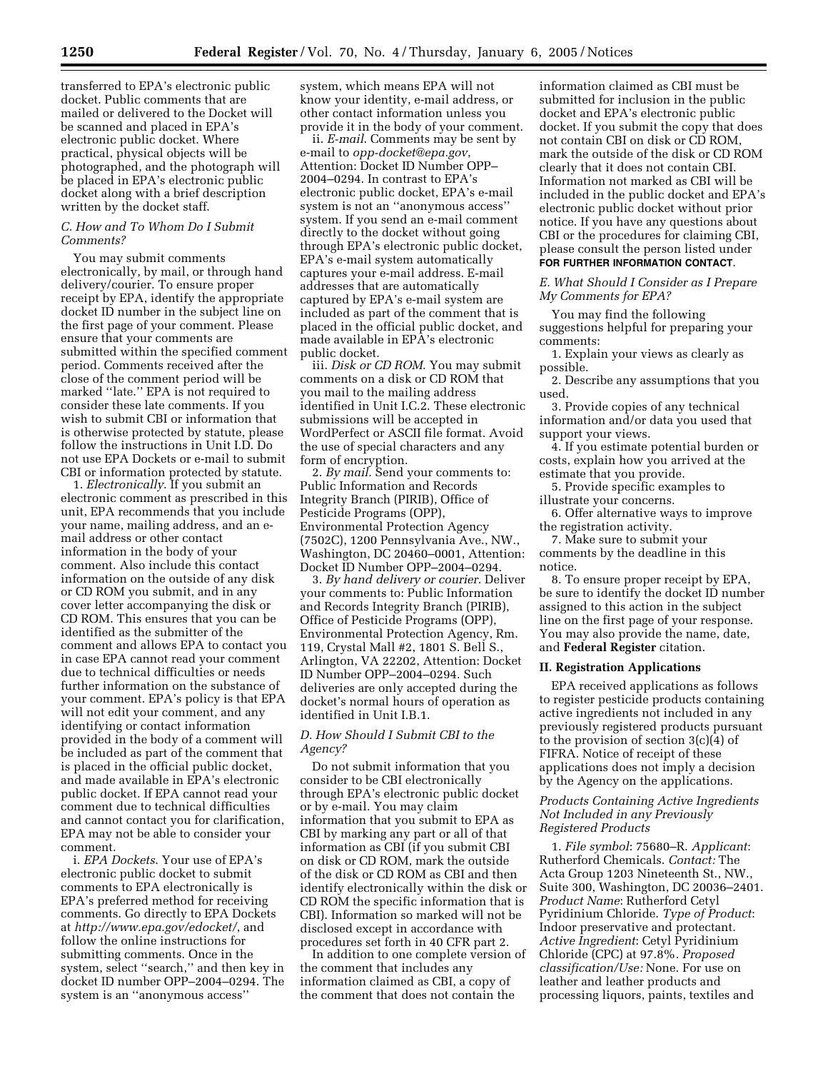transferred to EPA's electronic public docket. Public comments that are mailed or delivered to the Docket will be scanned and placed in EPA's electronic public docket. Where practical, physical objects will be photographed, and the photograph will be placed in EPA's electronic public docket along with a brief description written by the docket staff.

### *C. How and To Whom Do I Submit Comments?*

You may submit comments electronically, by mail, or through hand delivery/courier. To ensure proper receipt by EPA, identify the appropriate docket ID number in the subject line on the first page of your comment. Please ensure that your comments are submitted within the specified comment period. Comments received after the close of the comment period will be marked ''late.'' EPA is not required to consider these late comments. If you wish to submit CBI or information that is otherwise protected by statute, please follow the instructions in Unit I.D. Do not use EPA Dockets or e-mail to submit CBI or information protected by statute.

1. *Electronically*. If you submit an electronic comment as prescribed in this unit, EPA recommends that you include your name, mailing address, and an e-mail address or other contact information in the body of your comment. Also include this contact information on the outside of any disk or CD ROM you submit, and in any cover letter accompanying the disk or CD ROM. This ensures that you can be identified as the submitter of the comment and allows EPA to contact you in case EPA cannot read your comment due to technical difficulties or needs further information on the substance of your comment. EPA's policy is that EPA will not edit your comment, and any identifying or contact information provided in the body of a comment will be included as part of the comment that is placed in the official public docket, and made available in EPA's electronic public docket. If EPA cannot read your comment due to technical difficulties and cannot contact you for clarification, EPA may not be able to consider your comment.

i. *EPA Dockets*. Your use of EPA's electronic public docket to submit comments to EPA electronically is EPA's preferred method for receiving comments. Go directly to EPA Dockets at *http://www.epa.gov/edocket/*, and follow the online instructions for submitting comments. Once in the system, select ''search,'' and then key in docket ID number OPP–2004–0294. The system is an ''anonymous access'' system, which means EPA will not know your identity, e-mail address, or other contact information unless you provide it in the body of your comment.

ii. *E-mail*. Comments may be sent by e-mail to *opp-docket@epa.gov*, Attention: Docket ID Number OPP–2004–0294. In contrast to EPA's electronic public docket, EPA's e-mail system is not an ''anonymous access'' system. If you send an e-mail comment directly to the docket without going through EPA's electronic public docket, EPA's e-mail system automatically captures your e-mail address. E-mail addresses that are automatically captured by EPA's e-mail system are included as part of the comment that is placed in the official public docket, and made available in EPA's electronic public docket.

iii. *Disk or CD ROM*. You may submit comments on a disk or CD ROM that you mail to the mailing address identified in Unit I.C.2. These electronic submissions will be accepted in WordPerfect or ASCII file format. Avoid the use of special characters and any form of encryption.

2. *By mail*. Send your comments to: Public Information and Records Integrity Branch (PIRIB), Office of Pesticide Programs (OPP), Environmental Protection Agency (7502C), 1200 Pennsylvania Ave., NW., Washington, DC 20460–0001, Attention: Docket ID Number OPP–2004–0294.

3. *By hand delivery or courier*. Deliver your comments to: Public Information and Records Integrity Branch (PIRIB), Office of Pesticide Programs (OPP), Environmental Protection Agency, Rm. 119, Crystal Mall #2, 1801 S. Bell S., Arlington, VA 22202, Attention: Docket ID Number OPP–2004–0294. Such deliveries are only accepted during the docket's normal hours of operation as identified in Unit I.B.1.

### *D. How Should I Submit CBI to the Agency?*

Do not submit information that you consider to be CBI electronically through EPA's electronic public docket or by e-mail. You may claim information that you submit to EPA as CBI by marking any part or all of that information as CBI (if you submit CBI on disk or CD ROM, mark the outside of the disk or CD ROM as CBI and then identify electronically within the disk or CD ROM the specific information that is CBI). Information so marked will not be disclosed except in accordance with procedures set forth in 40 CFR part 2.

In addition to one complete version of the comment that includes any information claimed as CBI, a copy of the comment that does not contain the information claimed as CBI must be submitted for inclusion in the public docket and EPA's electronic public docket. If you submit the copy that does not contain CBI on disk or CD ROM, mark the outside of the disk or CD ROM clearly that it does not contain CBI. Information not marked as CBI will be included in the public docket and EPA's electronic public docket without prior notice. If you have any questions about CBI or the procedures for claiming CBI, please consult the person listed under **FOR FURTHER INFORMATION CONTACT**.

### *E. What Should I Consider as I Prepare My Comments for EPA?*

You may find the following suggestions helpful for preparing your comments:

1. Explain your views as clearly as possible.
2. Describe any assumptions that you used.
3. Provide copies of any technical information and/or data you used that support your views.
4. If you estimate potential burden or costs, explain how you arrived at the estimate that you provide.
5. Provide specific examples to illustrate your concerns.
6. Offer alternative ways to improve the registration activity.
7. Make sure to submit your comments by the deadline in this notice.
8. To ensure proper receipt by EPA, be sure to identify the docket ID number assigned to this action in the subject line on the first page of your response. You may also provide the name, date, and **Federal Register** citation.

## II. Registration Applications

EPA received applications as follows to register pesticide products containing active ingredients not included in any previously registered products pursuant to the provision of section 3(c)(4) of FIFRA. Notice of receipt of these applications does not imply a decision by the Agency on the applications.

### *Products Containing Active Ingredients Not Included in any Previously Registered Products*

1. *File symbol*: 75680–R. *Applicant*: Rutherford Chemicals. *Contact:* The Acta Group 1203 Nineteenth St., NW., Suite 300, Washington, DC 20036–2401. *Product Name*: Rutherford Cetyl Pyridinium Chloride. *Type of Product*: Indoor preservative and protectant. *Active Ingredient*: Cetyl Pyridinium Chloride (CPC) at 97.8%. *Proposed classification/Use:* None. For use on leather and leather products and processing liquors, paints, textiles and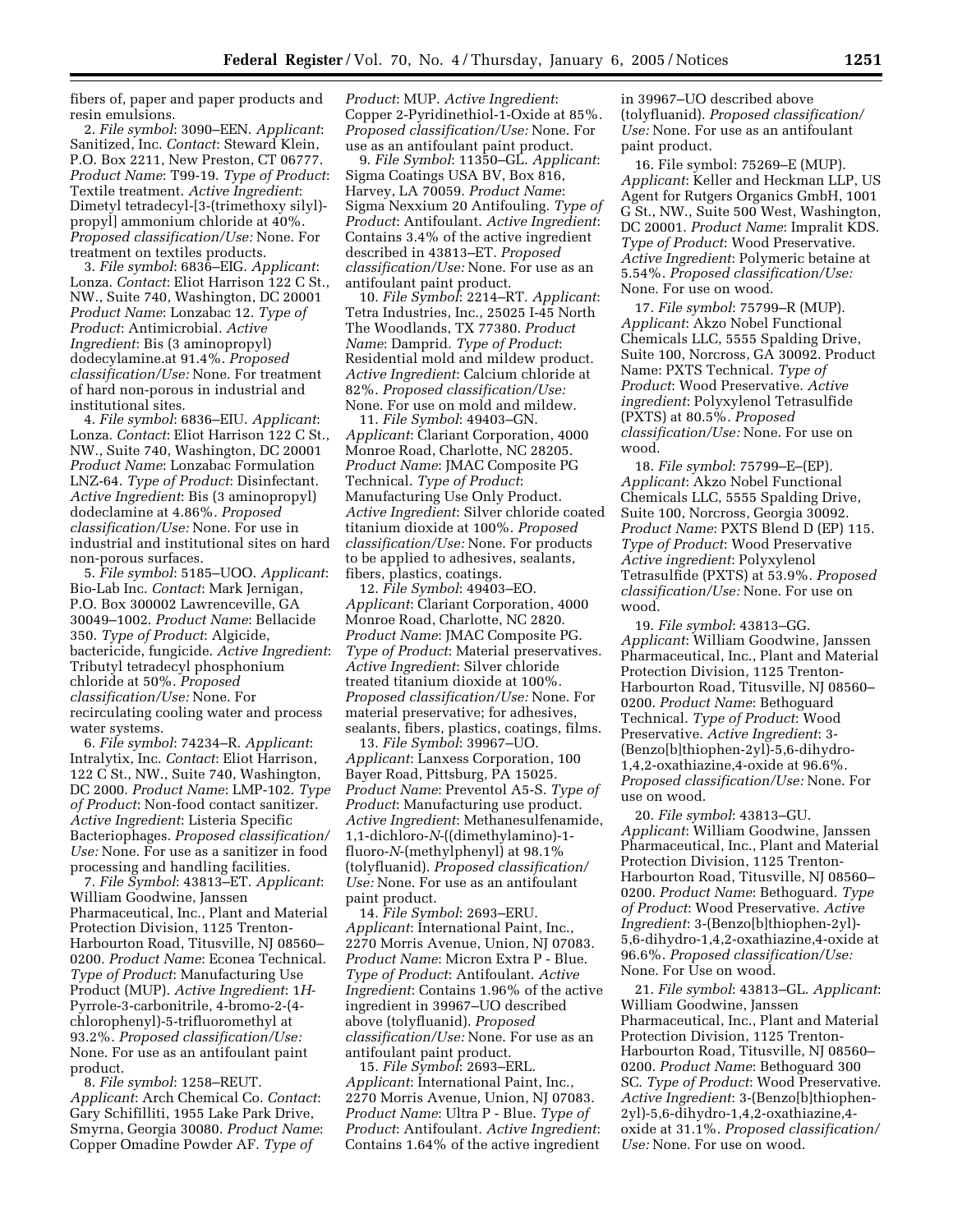fibers of, paper and paper products and resin emulsions.

2. *File symbol*: 3090–EEN. *Applicant*: Sanitized, Inc. *Contact*: Steward Klein, P.O. Box 2211, New Preston, CT 06777. *Product Name*: T99-19. *Type of Product*: Textile treatment. *Active Ingredient*: Dimetyl tetradecyl-[3-(trimethoxy silyl)-propyl] ammonium chloride at 40%. *Proposed classification/Use:* None. For treatment on textiles products.

3. *File symbol*: 6836–EIG. *Applicant*: Lonza. *Contact*: Eliot Harrison 122 C St., NW., Suite 740, Washington, DC 20001 *Product Name*: Lonzabac 12. *Type of Product*: Antimicrobial. *Active Ingredient*: Bis (3 aminopropyl) dodecylamine.at 91.4%. *Proposed classification/Use:* None. For treatment of hard non-porous in industrial and institutional sites.

4. *File symbol*: 6836–EIU. *Applicant*: Lonza. *Contact*: Eliot Harrison 122 C St., NW., Suite 740, Washington, DC 20001 *Product Name*: Lonzabac Formulation LNZ-64. *Type of Product*: Disinfectant. *Active Ingredient*: Bis (3 aminopropyl) dodeclamine at 4.86%. *Proposed classification/Use:* None. For use in industrial and institutional sites on hard non-porous surfaces.

5. *File symbol*: 5185–UOO. *Applicant*: Bio-Lab Inc. *Contact*: Mark Jernigan, P.O. Box 300002 Lawrenceville, GA 30049–1002. *Product Name*: Bellacide 350. *Type of Product*: Algicide, bactericide, fungicide. *Active Ingredient*: Tributyl tetradecyl phosphonium chloride at 50%. *Proposed classification/Use:* None. For recirculating cooling water and process water systems.

6. *File symbol*: 74234–R. *Applicant*: Intralytix, Inc. *Contact*: Eliot Harrison, 122 C St., NW., Suite 740, Washington, DC 2000. *Product Name*: LMP-102. *Type of Product*: Non-food contact sanitizer. *Active Ingredient*: Listeria Specific Bacteriophages. *Proposed classification/Use:* None. For use as a sanitizer in food processing and handling facilities.

7. *File Symbol*: 43813–ET. *Applicant*: William Goodwine, Janssen Pharmaceutical, Inc., Plant and Material Protection Division, 1125 Trenton-Harbourton Road, Titusville, NJ 08560–0200. *Product Name*: Econea Technical. *Type of Product*: Manufacturing Use Product (MUP). *Active Ingredient*: 1*H*-Pyrrole-3-carbonitrile, 4-bromo-2-(4-chlorophenyl)-5-trifluoromethyl at 93.2%. *Proposed classification/Use:* None. For use as an antifoulant paint product.

8. *File symbol*: 1258–REUT. *Applicant*: Arch Chemical Co. *Contact*: Gary Schifilliti, 1955 Lake Park Drive, Smyrna, Georgia 30080. *Product Name*: Copper Omadine Powder AF. *Type of Product*: MUP. *Active Ingredient*: Copper 2-Pyridinethiol-1-Oxide at 85%. *Proposed classification/Use:* None. For use as an antifoulant paint product.

9. *File Symbol*: 11350–GL. *Applicant*: Sigma Coatings USA BV, Box 816, Harvey, LA 70059. *Product Name*: Sigma Nexxium 20 Antifouling. *Type of Product*: Antifoulant. *Active Ingredient*: Contains 3.4% of the active ingredient described in 43813–ET. *Proposed classification/Use:* None. For use as an antifoulant paint product.

10. *File Symbol*: 2214–RT. *Applicant*: Tetra Industries, Inc., 25025 I-45 North The Woodlands, TX 77380. *Product Name*: Damprid. *Type of Product*: Residential mold and mildew product. *Active Ingredient*: Calcium chloride at 82%. *Proposed classification/Use:* None. For use on mold and mildew.

11. *File Symbol*: 49403–GN. *Applicant*: Clariant Corporation, 4000 Monroe Road, Charlotte, NC 28205. *Product Name*: JMAC Composite PG Technical. *Type of Product*: Manufacturing Use Only Product. *Active Ingredient*: Silver chloride coated titanium dioxide at 100%. *Proposed classification/Use:* None. For products to be applied to adhesives, sealants, fibers, plastics, coatings.

12. *File Symbol*: 49403–EO. *Applicant*: Clariant Corporation, 4000 Monroe Road, Charlotte, NC 2820. *Product Name*: JMAC Composite PG. *Type of Product*: Material preservatives. *Active Ingredient*: Silver chloride treated titanium dioxide at 100%. *Proposed classification/Use:* None. For material preservative; for adhesives, sealants, fibers, plastics, coatings, films.

13. *File Symbol*: 39967–UO. *Applicant*: Lanxess Corporation, 100 Bayer Road, Pittsburg, PA 15025. *Product Name*: Preventol A5-S. *Type of Product*: Manufacturing use product. *Active Ingredient*: Methanesulfenamide, 1,1-dichloro-*N*-((dimethylamino)-1-fluoro-*N*-(methylphenyl) at 98.1% (tolyfluanid). *Proposed classification/Use:* None. For use as an antifoulant paint product.

14. *File Symbol*: 2693–ERU. *Applicant*: International Paint, Inc., 2270 Morris Avenue, Union, NJ 07083. *Product Name*: Micron Extra P - Blue. *Type of Product*: Antifoulant. *Active Ingredient*: Contains 1.96% of the active ingredient in 39967–UO described above (tolyfluanid). *Proposed classification/Use:* None. For use as an antifoulant paint product.

15. *File Symbol*: 2693–ERL. *Applicant*: International Paint, Inc., 2270 Morris Avenue, Union, NJ 07083. *Product Name*: Ultra P - Blue. *Type of Product*: Antifoulant. *Active Ingredient*: Contains 1.64% of the active ingredient in 39967–UO described above (tolyfluanid). *Proposed classification/Use:* None. For use as an antifoulant paint product.

16. File symbol: 75269–E (MUP). *Applicant*: Keller and Heckman LLP, US Agent for Rutgers Organics GmbH, 1001 G St., NW., Suite 500 West, Washington, DC 20001. *Product Name*: Impralit KDS. *Type of Product*: Wood Preservative. *Active Ingredient*: Polymeric betaine at 5.54%. *Proposed classification/Use:* None. For use on wood.

17. *File symbol*: 75799–R (MUP). *Applicant*: Akzo Nobel Functional Chemicals LLC, 5555 Spalding Drive, Suite 100, Norcross, GA 30092. Product Name: PXTS Technical. *Type of Product*: Wood Preservative. *Active ingredient*: Polyxylenol Tetrasulfide (PXTS) at 80.5%. *Proposed classification/Use:* None. For use on wood.

18. *File symbol*: 75799–E–(EP). *Applicant*: Akzo Nobel Functional Chemicals LLC, 5555 Spalding Drive, Suite 100, Norcross, Georgia 30092. *Product Name*: PXTS Blend D (EP) 115. *Type of Product*: Wood Preservative *Active ingredient*: Polyxylenol Tetrasulfide (PXTS) at 53.9%. *Proposed classification/Use:* None. For use on wood.

19. *File symbol*: 43813–GG. *Applicant*: William Goodwine, Janssen Pharmaceutical, Inc., Plant and Material Protection Division, 1125 Trenton-Harbourton Road, Titusville, NJ 08560–0200. *Product Name*: Bethoguard Technical. *Type of Product*: Wood Preservative. *Active Ingredient*: 3-(Benzo[b]thiophen-2yl)-5,6-dihydro-1,4,2-oxathiazine,4-oxide at 96.6%. *Proposed classification/Use:* None. For use on wood.

20. *File symbol*: 43813–GU. *Applicant*: William Goodwine, Janssen Pharmaceutical, Inc., Plant and Material Protection Division, 1125 Trenton-Harbourton Road, Titusville, NJ 08560–0200. *Product Name*: Bethoguard. *Type of Product*: Wood Preservative. *Active Ingredient*: 3-(Benzo[b]thiophen-2yl)-5,6-dihydro-1,4,2-oxathiazine,4-oxide at 96.6%. *Proposed classification/Use:* None. For Use on wood.

21. *File symbol*: 43813–GL. *Applicant*: William Goodwine, Janssen Pharmaceutical, Inc., Plant and Material Protection Division, 1125 Trenton-Harbourton Road, Titusville, NJ 08560–0200. *Product Name*: Bethoguard 300 SC. *Type of Product*: Wood Preservative. *Active Ingredient*: 3-(Benzo[b]thiophen-2yl)-5,6-dihydro-1,4,2-oxathiazine,4-oxide at 31.1%. *Proposed classification/Use:* None. For use on wood.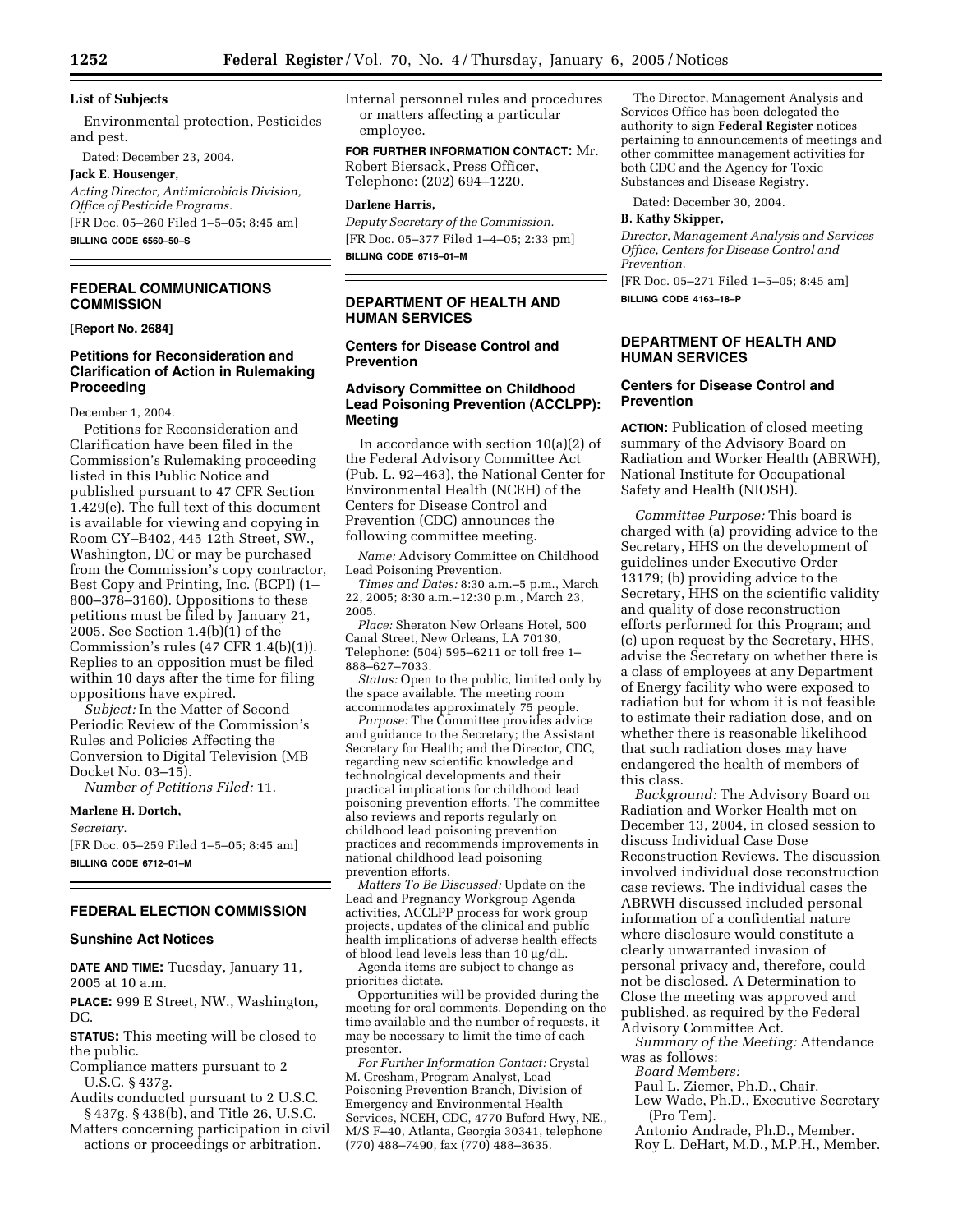**List of Subjects**

Environmental protection, Pesticides and pest.

Dated: December 23, 2004.

**Jack E. Housenger,**

*Acting Director, Antimicrobials Division, Office of Pesticide Programs.*

[FR Doc. 05–260 Filed 1–5–05; 8:45 am]

**BILLING CODE 6560–50–S**

## FEDERAL COMMUNICATIONS COMMISSION

**[Report No. 2684]**

### Petitions for Reconsideration and Clarification of Action in Rulemaking Proceeding

December 1, 2004.

Petitions for Reconsideration and Clarification have been filed in the Commission's Rulemaking proceeding listed in this Public Notice and published pursuant to 47 CFR Section 1.429(e). The full text of this document is available for viewing and copying in Room CY–B402, 445 12th Street, SW., Washington, DC or may be purchased from the Commission's copy contractor, Best Copy and Printing, Inc. (BCPI) (1–800–378–3160). Oppositions to these petitions must be filed by January 21, 2005. See Section 1.4(b)(1) of the Commission's rules (47 CFR 1.4(b)(1)). Replies to an opposition must be filed within 10 days after the time for filing oppositions have expired.

*Subject:* In the Matter of Second Periodic Review of the Commission's Rules and Policies Affecting the Conversion to Digital Television (MB Docket No. 03–15).

*Number of Petitions Filed:* 11.

**Marlene H. Dortch,**

*Secretary.*

[FR Doc. 05–259 Filed 1–5–05; 8:45 am]

**BILLING CODE 6712–01–M**

## FEDERAL ELECTION COMMISSION

### Sunshine Act Notices

**DATE AND TIME:** Tuesday, January 11, 2005 at 10 a.m.

**PLACE:** 999 E Street, NW., Washington, DC.

**STATUS:** This meeting will be closed to the public.

Compliance matters pursuant to 2 U.S.C. § 437g.

Audits conducted pursuant to 2 U.S.C. § 437g, § 438(b), and Title 26, U.S.C.

Matters concerning participation in civil actions or proceedings or arbitration.

Internal personnel rules and procedures or matters affecting a particular employee.

**FOR FURTHER INFORMATION CONTACT:** Mr. Robert Biersack, Press Officer, Telephone: (202) 694–1220.

**Darlene Harris,**

*Deputy Secretary of the Commission.*

[FR Doc. 05–377 Filed 1–4–05; 2:33 pm]

**BILLING CODE 6715–01–M**

## DEPARTMENT OF HEALTH AND HUMAN SERVICES

### Centers for Disease Control and Prevention

### Advisory Committee on Childhood Lead Poisoning Prevention (ACCLPP): Meeting

In accordance with section 10(a)(2) of the Federal Advisory Committee Act (Pub. L. 92–463), the National Center for Environmental Health (NCEH) of the Centers for Disease Control and Prevention (CDC) announces the following committee meeting.

*Name:* Advisory Committee on Childhood Lead Poisoning Prevention.

*Times and Dates:* 8:30 a.m.–5 p.m., March 22, 2005; 8:30 a.m.–12:30 p.m., March 23, 2005.

*Place:* Sheraton New Orleans Hotel, 500 Canal Street, New Orleans, LA 70130, Telephone: (504) 595–6211 or toll free 1–888–627–7033.

*Status:* Open to the public, limited only by the space available. The meeting room accommodates approximately 75 people.

*Purpose:* The Committee provides advice and guidance to the Secretary; the Assistant Secretary for Health; and the Director, CDC, regarding new scientific knowledge and technological developments and their practical implications for childhood lead poisoning prevention efforts. The committee also reviews and reports regularly on childhood lead poisoning prevention practices and recommends improvements in national childhood lead poisoning prevention efforts.

*Matters To Be Discussed:* Update on the Lead and Pregnancy Workgroup Agenda activities, ACCLPP process for work group projects, updates of the clinical and public health implications of adverse health effects of blood lead levels less than 10 µg/dL.

Agenda items are subject to change as priorities dictate.

Opportunities will be provided during the meeting for oral comments. Depending on the time available and the number of requests, it may be necessary to limit the time of each presenter.

*For Further Information Contact:* Crystal M. Gresham, Program Analyst, Lead Poisoning Prevention Branch, Division of Emergency and Environmental Health Services, NCEH, CDC, 4770 Buford Hwy, NE., M/S F–40, Atlanta, Georgia 30341, telephone (770) 488–7490, fax (770) 488–3635.

The Director, Management Analysis and Services Office has been delegated the authority to sign **Federal Register** notices pertaining to announcements of meetings and other committee management activities for both CDC and the Agency for Toxic Substances and Disease Registry.

Dated: December 30, 2004.

**B. Kathy Skipper,**

*Director, Management Analysis and Services Office, Centers for Disease Control and Prevention.*

[FR Doc. 05–271 Filed 1–5–05; 8:45 am]

**BILLING CODE 4163–18–P**

## DEPARTMENT OF HEALTH AND HUMAN SERVICES

### Centers for Disease Control and Prevention

**ACTION:** Publication of closed meeting summary of the Advisory Board on Radiation and Worker Health (ABRWH), National Institute for Occupational Safety and Health (NIOSH).

*Committee Purpose:* This board is charged with (a) providing advice to the Secretary, HHS on the development of guidelines under Executive Order 13179; (b) providing advice to the Secretary, HHS on the scientific validity and quality of dose reconstruction efforts performed for this Program; and (c) upon request by the Secretary, HHS, advise the Secretary on whether there is a class of employees at any Department of Energy facility who were exposed to radiation but for whom it is not feasible to estimate their radiation dose, and on whether there is reasonable likelihood that such radiation doses may have endangered the health of members of this class.

*Background:* The Advisory Board on Radiation and Worker Health met on December 13, 2004, in closed session to discuss Individual Case Dose Reconstruction Reviews. The discussion involved individual dose reconstruction case reviews. The individual cases the ABRWH discussed included personal information of a confidential nature where disclosure would constitute a clearly unwarranted invasion of personal privacy and, therefore, could not be disclosed. A Determination to Close the meeting was approved and published, as required by the Federal Advisory Committee Act.

*Summary of the Meeting:* Attendance was as follows:

*Board Members:*

Paul L. Ziemer, Ph.D., Chair.
Lew Wade, Ph.D., Executive Secretary (Pro Tem).
Antonio Andrade, Ph.D., Member.
Roy L. DeHart, M.D., M.P.H., Member.